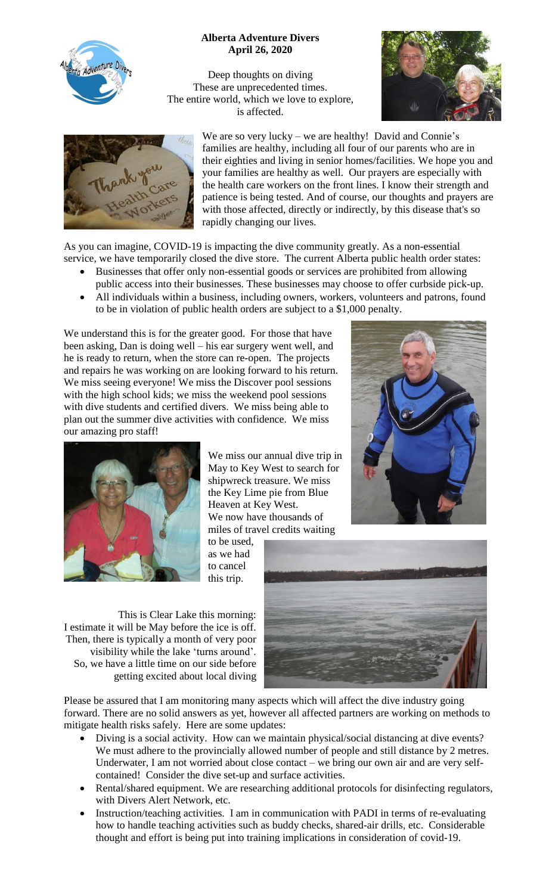**Alberta Adventure Divers**
**April 26, 2020**

Deep thoughts on diving
These are unprecedented times.
The entire world, which we love to explore,
is affected.

We are so very lucky – we are healthy! David and Connie's families are healthy, including all four of our parents who are in their eighties and living in senior homes/facilities. We hope you and your families are healthy as well. Our prayers are especially with the health care workers on the front lines. I know their strength and patience is being tested. And of course, our thoughts and prayers are with those affected, directly or indirectly, by this disease that's so rapidly changing our lives.

As you can imagine, COVID-19 is impacting the dive community greatly. As a non-essential service, we have temporarily closed the dive store. The current Alberta public health order states:

- Businesses that offer only non-essential goods or services are prohibited from allowing public access into their businesses. These businesses may choose to offer curbside pick-up.
- All individuals within a business, including owners, workers, volunteers and patrons, found to be in violation of public health orders are subject to a $1,000 penalty.

We understand this is for the greater good. For those that have been asking, Dan is doing well – his ear surgery went well, and he is ready to return, when the store can re-open. The projects and repairs he was working on are looking forward to his return. We miss seeing everyone! We miss the Discover pool sessions with the high school kids; we miss the weekend pool sessions with dive students and certified divers. We miss being able to plan out the summer dive activities with confidence. We miss our amazing pro staff!

We miss our annual dive trip in May to Key West to search for shipwreck treasure. We miss the Key Lime pie from Blue Heaven at Key West. We now have thousands of miles of travel credits waiting to be used, as we had to cancel this trip.

This is Clear Lake this morning: I estimate it will be May before the ice is off. Then, there is typically a month of very poor visibility while the lake 'turns around'. So, we have a little time on our side before getting excited about local diving

Please be assured that I am monitoring many aspects which will affect the dive industry going forward. There are no solid answers as yet, however all affected partners are working on methods to mitigate health risks safely. Here are some updates:

- Diving is a social activity. How can we maintain physical/social distancing at dive events? We must adhere to the provincially allowed number of people and still distance by 2 metres. Underwater, I am not worried about close contact – we bring our own air and are very self-contained! Consider the dive set-up and surface activities.
- Rental/shared equipment. We are researching additional protocols for disinfecting regulators, with Divers Alert Network, etc.
- Instruction/teaching activities. I am in communication with PADI in terms of re-evaluating how to handle teaching activities such as buddy checks, shared-air drills, etc. Considerable thought and effort is being put into training implications in consideration of covid-19.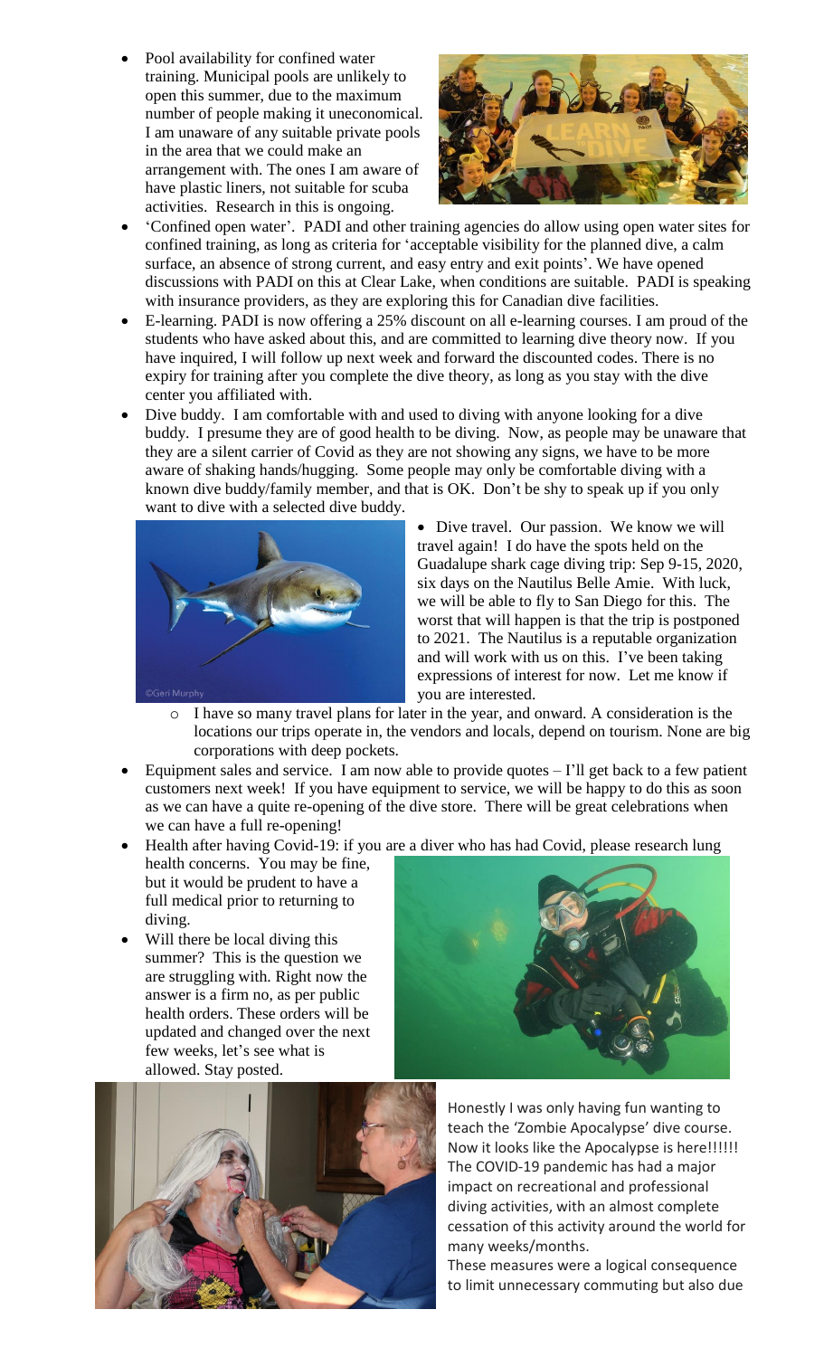- Pool availability for confined water training. Municipal pools are unlikely to open this summer, due to the maximum number of people making it uneconomical. I am unaware of any suitable private pools in the area that we could make an arrangement with. The ones I am aware of have plastic liners, not suitable for scuba activities. Research in this is ongoing.
- 'Confined open water'. PADI and other training agencies do allow using open water sites for confined training, as long as criteria for 'acceptable visibility for the planned dive, a calm surface, an absence of strong current, and easy entry and exit points'. We have opened discussions with PADI on this at Clear Lake, when conditions are suitable. PADI is speaking with insurance providers, as they are exploring this for Canadian dive facilities.
- E-learning. PADI is now offering a 25% discount on all e-learning courses. I am proud of the students who have asked about this, and are committed to learning dive theory now. If you have inquired, I will follow up next week and forward the discounted codes. There is no expiry for training after you complete the dive theory, as long as you stay with the dive center you affiliated with.
- Dive buddy. I am comfortable with and used to diving with anyone looking for a dive buddy. I presume they are of good health to be diving. Now, as people may be unaware that they are a silent carrier of Covid as they are not showing any signs, we have to be more aware of shaking hands/hugging. Some people may only be comfortable diving with a known dive buddy/family member, and that is OK. Don't be shy to speak up if you only want to dive with a selected dive buddy.
- Dive travel. Our passion. We know we will travel again! I do have the spots held on the Guadalupe shark cage diving trip: Sep 9-15, 2020, six days on the Nautilus Belle Amie. With luck, we will be able to fly to San Diego for this. The worst that will happen is that the trip is postponed to 2021. The Nautilus is a reputable organization and will work with us on this. I've been taking expressions of interest for now. Let me know if you are interested.
  - I have so many travel plans for later in the year, and onward. A consideration is the locations our trips operate in, the vendors and locals, depend on tourism. None are big corporations with deep pockets.
- Equipment sales and service. I am now able to provide quotes – I'll get back to a few patient customers next week! If you have equipment to service, we will be happy to do this as soon as we can have a quite re-opening of the dive store. There will be great celebrations when we can have a full re-opening!
- Health after having Covid-19: if you are a diver who has had Covid, please research lung health concerns. You may be fine, but it would be prudent to have a full medical prior to returning to diving.
- Will there be local diving this summer? This is the question we are struggling with. Right now the answer is a firm no, as per public health orders. These orders will be updated and changed over the next few weeks, let's see what is allowed. Stay posted.

Honestly I was only having fun wanting to teach the 'Zombie Apocalypse' dive course. Now it looks like the Apocalypse is here!!!!!! The COVID-19 pandemic has had a major impact on recreational and professional diving activities, with an almost complete cessation of this activity around the world for many weeks/months.

These measures were a logical consequence to limit unnecessary commuting but also due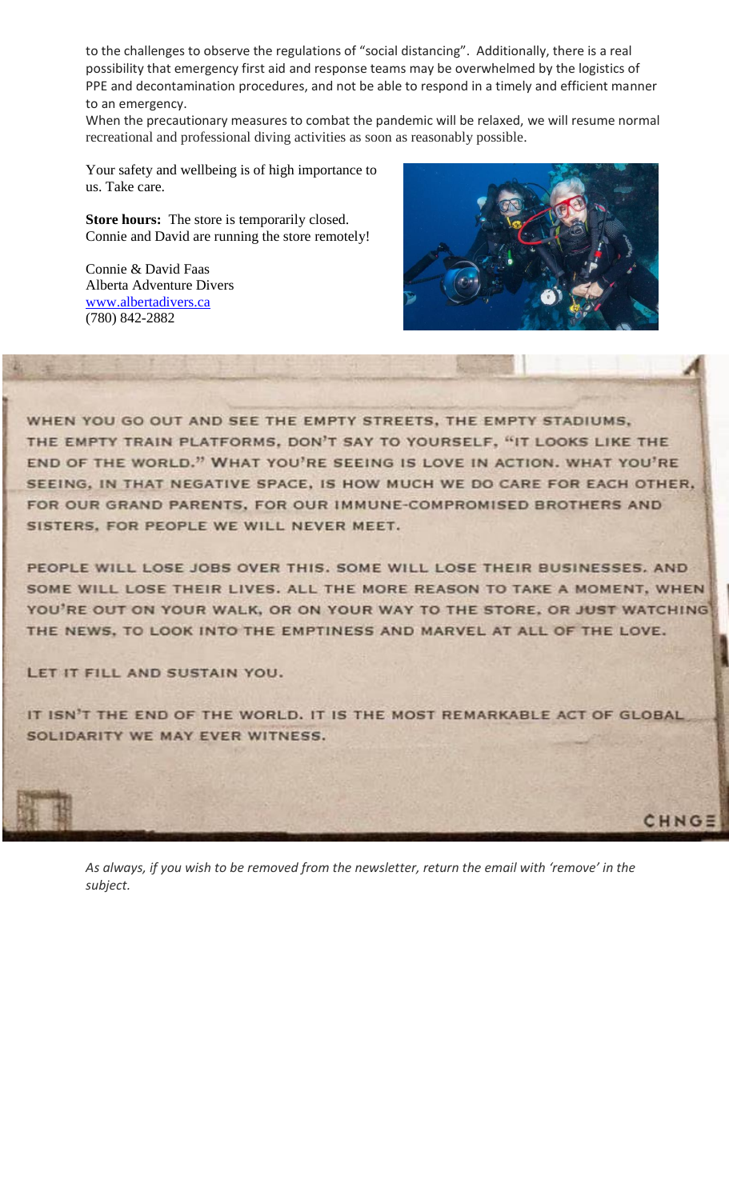to the challenges to observe the regulations of "social distancing". Additionally, there is a real possibility that emergency first aid and response teams may be overwhelmed by the logistics of PPE and decontamination procedures, and not be able to respond in a timely and efficient manner to an emergency.

When the precautionary measures to combat the pandemic will be relaxed, we will resume normal recreational and professional diving activities as soon as reasonably possible.

Your safety and wellbeing is of high importance to us. Take care.

**Store hours:** The store is temporarily closed. Connie and David are running the store remotely!

Connie & David Faas
Alberta Adventure Divers
[www.albertadivers.ca](http://www.albertadivers.ca)
(780) 842-2882

WHEN YOU GO OUT AND SEE THE EMPTY STREETS, THE EMPTY STADIUMS, THE EMPTY TRAIN PLATFORMS, DON'T SAY TO YOURSELF, "IT LOOKS LIKE THE END OF THE WORLD." WHAT YOU'RE SEEING IS LOVE IN ACTION. WHAT YOU'RE SEEING, IN THAT NEGATIVE SPACE, IS HOW MUCH WE DO CARE FOR EACH OTHER, FOR OUR GRAND PARENTS, FOR OUR IMMUNE-COMPROMISED BROTHERS AND SISTERS, FOR PEOPLE WE WILL NEVER MEET.

PEOPLE WILL LOSE JOBS OVER THIS. SOME WILL LOSE THEIR BUSINESSES. AND SOME WILL LOSE THEIR LIVES. ALL THE MORE REASON TO TAKE A MOMENT, WHEN YOU'RE OUT ON YOUR WALK, OR ON YOUR WAY TO THE STORE, OR JUST WATCHING THE NEWS, TO LOOK INTO THE EMPTINESS AND MARVEL AT ALL OF THE LOVE.

LET IT FILL AND SUSTAIN YOU.

IT ISN'T THE END OF THE WORLD. IT IS THE MOST REMARKABLE ACT OF GLOBAL SOLIDARITY WE MAY EVER WITNESS.

CHNGE

*As always, if you wish to be removed from the newsletter, return the email with 'remove' in the subject.*